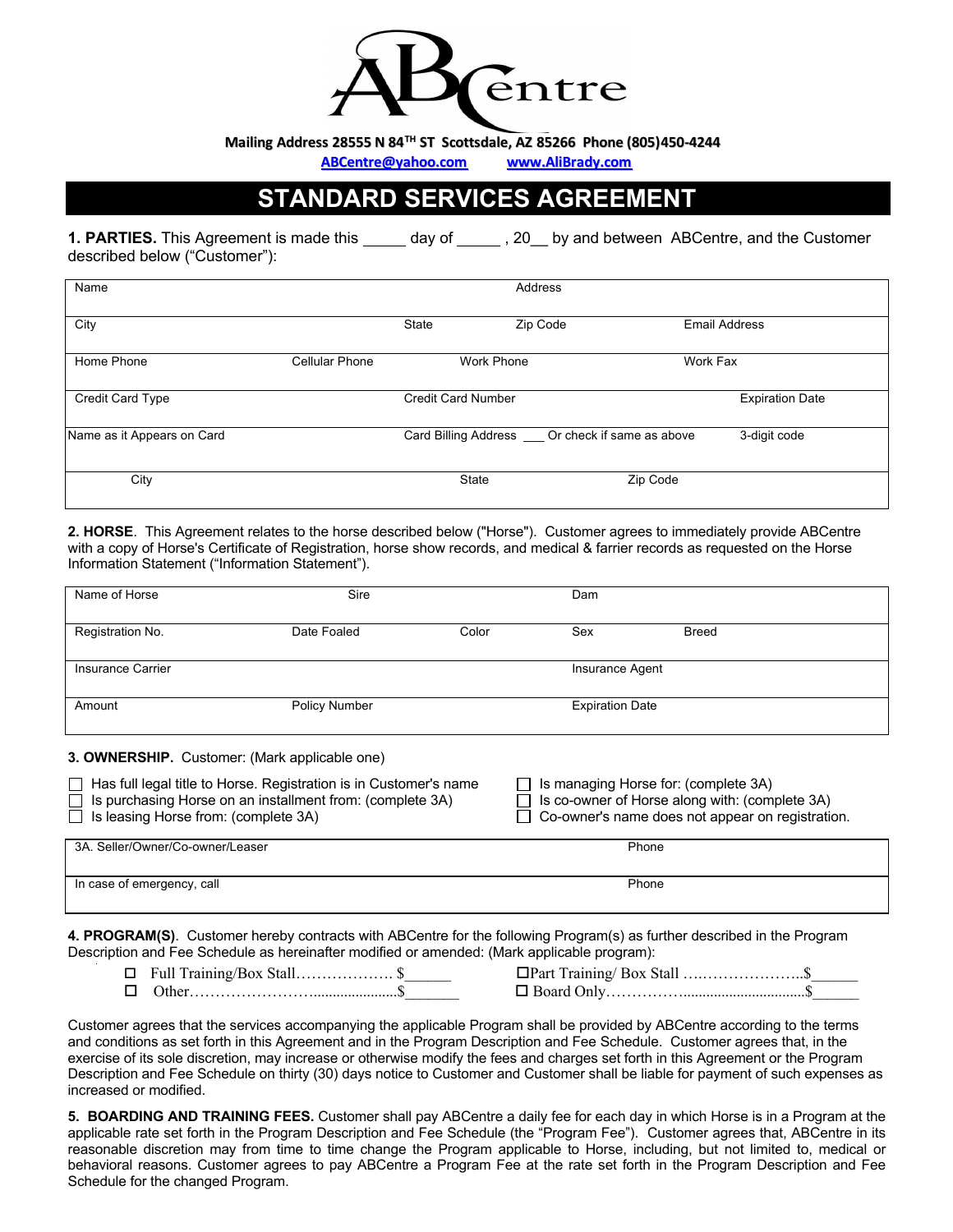# ABCentre

**Mailing Address 28555 N 84TH ST Scottsdale, AZ 85266 Phone (805)450-4244**

**ABCentre@yahoo.com** **www.AliBrady.com**

## STANDARD SERVICES AGREEMENT

**1. PARTIES.** This Agreement is made this _____ day of _____ , 20__ by and between ABCentre, and the Customer described below ("Customer"):

| Name | | Address | | |
|---|---|---|---|---|
| City | State | Zip Code | Email Address | |
| Home Phone | Cellular Phone | Work Phone | Work Fax | |
| Credit Card Type | | Credit Card Number | | Expiration Date |
| Name as it Appears on Card | | Card Billing Address ___ Or check if same as above | | 3-digit code |
| City | | State | Zip Code | |

**2. HORSE**. This Agreement relates to the horse described below ("Horse"). Customer agrees to immediately provide ABCentre with a copy of Horse's Certificate of Registration, horse show records, and medical & farrier records as requested on the Horse Information Statement ("Information Statement").

| Name of Horse | Sire | | Dam | |
|---|---|---|---|---|
| Registration No. | Date Foaled | Color | Sex | Breed |
| Insurance Carrier | | | Insurance Agent | |
| Amount | Policy Number | | Expiration Date | |

**3. OWNERSHIP.** Customer: (Mark applicable one)

- ☐ Has full legal title to Horse. Registration is in Customer's name
- ☐ Is purchasing Horse on an installment from: (complete 3A)
- ☐ Is leasing Horse from: (complete 3A)
- ☐ Is managing Horse for: (complete 3A)
- ☐ Is co-owner of Horse along with: (complete 3A)
- ☐ Co-owner's name does not appear on registration.

| 3A. Seller/Owner/Co-owner/Leaser | Phone |
|---|---|
| In case of emergency, call | Phone |

**4. PROGRAM(S)**. Customer hereby contracts with ABCentre for the following Program(s) as further described in the Program Description and Fee Schedule as hereinafter modified or amended: (Mark applicable program):

- ☐ Full Training/Box Stall………………. $______
- ☐ Other……………………......................$______
- ☐ Part Training/ Box Stall ….…………………..$______
- ☐ Board Only……………….................................$______

Customer agrees that the services accompanying the applicable Program shall be provided by ABCentre according to the terms and conditions as set forth in this Agreement and in the Program Description and Fee Schedule. Customer agrees that, in the exercise of its sole discretion, may increase or otherwise modify the fees and charges set forth in this Agreement or the Program Description and Fee Schedule on thirty (30) days notice to Customer and Customer shall be liable for payment of such expenses as increased or modified.

**5. BOARDING AND TRAINING FEES.** Customer shall pay ABCentre a daily fee for each day in which Horse is in a Program at the applicable rate set forth in the Program Description and Fee Schedule (the "Program Fee"). Customer agrees that, ABCentre in its reasonable discretion may from time to time change the Program applicable to Horse, including, but not limited to, medical or behavioral reasons. Customer agrees to pay ABCentre a Program Fee at the rate set forth in the Program Description and Fee Schedule for the changed Program.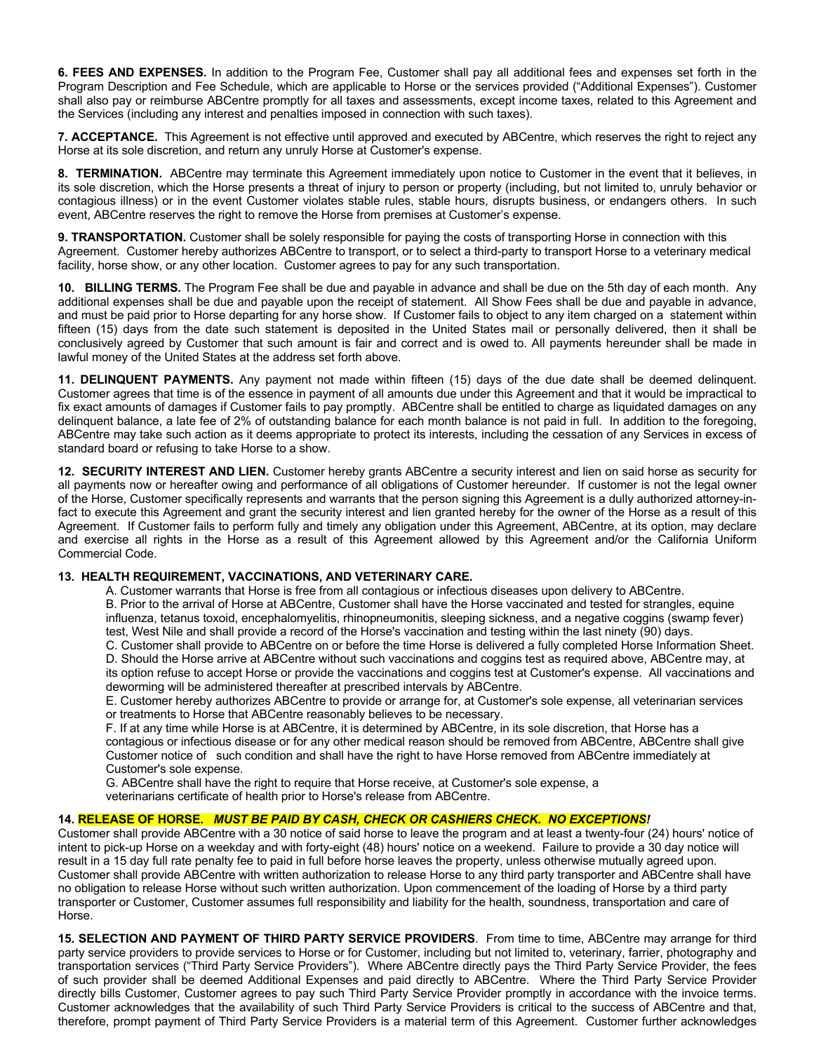**6. FEES AND EXPENSES.** In addition to the Program Fee, Customer shall pay all additional fees and expenses set forth in the Program Description and Fee Schedule, which are applicable to Horse or the services provided ("Additional Expenses"). Customer shall also pay or reimburse ABCentre promptly for all taxes and assessments, except income taxes, related to this Agreement and the Services (including any interest and penalties imposed in connection with such taxes).

**7. ACCEPTANCE.** This Agreement is not effective until approved and executed by ABCentre, which reserves the right to reject any Horse at its sole discretion, and return any unruly Horse at Customer's expense.

**8. TERMINATION.** ABCentre may terminate this Agreement immediately upon notice to Customer in the event that it believes, in its sole discretion, which the Horse presents a threat of injury to person or property (including, but not limited to, unruly behavior or contagious illness) or in the event Customer violates stable rules, stable hours, disrupts business, or endangers others. In such event, ABCentre reserves the right to remove the Horse from premises at Customer's expense.

**9. TRANSPORTATION.** Customer shall be solely responsible for paying the costs of transporting Horse in connection with this Agreement. Customer hereby authorizes ABCentre to transport, or to select a third-party to transport Horse to a veterinary medical facility, horse show, or any other location. Customer agrees to pay for any such transportation.

**10. BILLING TERMS.** The Program Fee shall be due and payable in advance and shall be due on the 5th day of each month. Any additional expenses shall be due and payable upon the receipt of statement. All Show Fees shall be due and payable in advance, and must be paid prior to Horse departing for any horse show. If Customer fails to object to any item charged on a statement within fifteen (15) days from the date such statement is deposited in the United States mail or personally delivered, then it shall be conclusively agreed by Customer that such amount is fair and correct and is owed to. All payments hereunder shall be made in lawful money of the United States at the address set forth above.

**11. DELINQUENT PAYMENTS.** Any payment not made within fifteen (15) days of the due date shall be deemed delinquent. Customer agrees that time is of the essence in payment of all amounts due under this Agreement and that it would be impractical to fix exact amounts of damages if Customer fails to pay promptly. ABCentre shall be entitled to charge as liquidated damages on any delinquent balance, a late fee of 2% of outstanding balance for each month balance is not paid in full. In addition to the foregoing, ABCentre may take such action as it deems appropriate to protect its interests, including the cessation of any Services in excess of standard board or refusing to take Horse to a show.

**12. SECURITY INTEREST AND LIEN.** Customer hereby grants ABCentre a security interest and lien on said horse as security for all payments now or hereafter owing and performance of all obligations of Customer hereunder. If customer is not the legal owner of the Horse, Customer specifically represents and warrants that the person signing this Agreement is a dully authorized attorney-in-fact to execute this Agreement and grant the security interest and lien granted hereby for the owner of the Horse as a result of this Agreement. If Customer fails to perform fully and timely any obligation under this Agreement, ABCentre, at its option, may declare and exercise all rights in the Horse as a result of this Agreement allowed by this Agreement and/or the California Uniform Commercial Code.

**13. HEALTH REQUIREMENT, VACCINATIONS, AND VETERINARY CARE.**

A. Customer warrants that Horse is free from all contagious or infectious diseases upon delivery to ABCentre.
B. Prior to the arrival of Horse at ABCentre, Customer shall have the Horse vaccinated and tested for strangles, equine influenza, tetanus toxoid, encephalomyelitis, rhinopneumonitis, sleeping sickness, and a negative coggins (swamp fever) test, West Nile and shall provide a record of the Horse's vaccination and testing within the last ninety (90) days.
C. Customer shall provide to ABCentre on or before the time Horse is delivered a fully completed Horse Information Sheet.
D. Should the Horse arrive at ABCentre without such vaccinations and coggins test as required above, ABCentre may, at its option refuse to accept Horse or provide the vaccinations and coggins test at Customer's expense. All vaccinations and deworming will be administered thereafter at prescribed intervals by ABCentre.
E. Customer hereby authorizes ABCentre to provide or arrange for, at Customer's sole expense, all veterinarian services or treatments to Horse that ABCentre reasonably believes to be necessary.
F. If at any time while Horse is at ABCentre, it is determined by ABCentre, in its sole discretion, that Horse has a contagious or infectious disease or for any other medical reason should be removed from ABCentre, ABCentre shall give Customer notice of such condition and shall have the right to have Horse removed from ABCentre immediately at Customer's sole expense.
G. ABCentre shall have the right to require that Horse receive, at Customer's sole expense, a veterinarians certificate of health prior to Horse's release from ABCentre.

**14. RELEASE OF HORSE.** ***MUST BE PAID BY CASH, CHECK OR CASHIERS CHECK. NO EXCEPTIONS!***
Customer shall provide ABCentre with a 30 notice of said horse to leave the program and at least a twenty-four (24) hours' notice of intent to pick-up Horse on a weekday and with forty-eight (48) hours' notice on a weekend. Failure to provide a 30 day notice will result in a 15 day full rate penalty fee to paid in full before horse leaves the property, unless otherwise mutually agreed upon. Customer shall provide ABCentre with written authorization to release Horse to any third party transporter and ABCentre shall have no obligation to release Horse without such written authorization. Upon commencement of the loading of Horse by a third party transporter or Customer, Customer assumes full responsibility and liability for the health, soundness, transportation and care of Horse.

**15. SELECTION AND PAYMENT OF THIRD PARTY SERVICE PROVIDERS**. From time to time, ABCentre may arrange for third party service providers to provide services to Horse or for Customer, including but not limited to, veterinary, farrier, photography and transportation services ("Third Party Service Providers"). Where ABCentre directly pays the Third Party Service Provider, the fees of such provider shall be deemed Additional Expenses and paid directly to ABCentre. Where the Third Party Service Provider directly bills Customer, Customer agrees to pay such Third Party Service Provider promptly in accordance with the invoice terms. Customer acknowledges that the availability of such Third Party Service Providers is critical to the success of ABCentre and that, therefore, prompt payment of Third Party Service Providers is a material term of this Agreement. Customer further acknowledges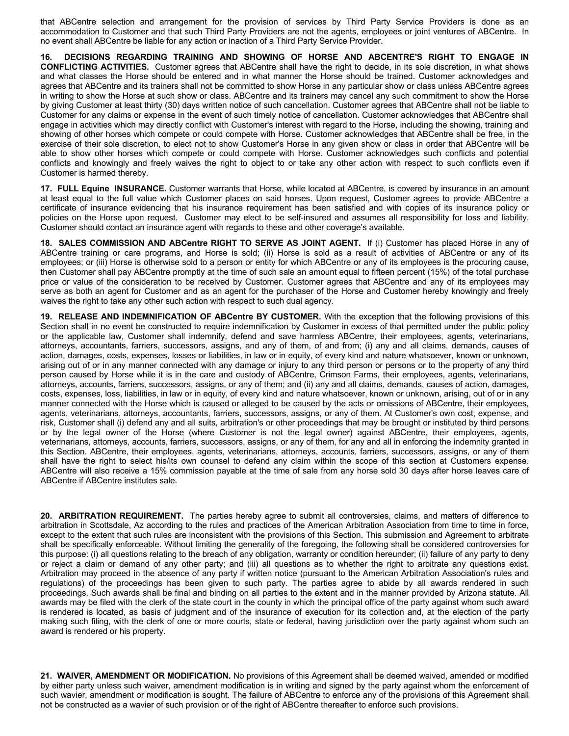that ABCentre selection and arrangement for the provision of services by Third Party Service Providers is done as an accommodation to Customer and that such Third Party Providers are not the agents, employees or joint ventures of ABCentre. In no event shall ABCentre be liable for any action or inaction of a Third Party Service Provider.

**16. DECISIONS REGARDING TRAINING AND SHOWING OF HORSE AND ABCENTRE'S RIGHT TO ENGAGE IN CONFLICTING ACTIVITIES.** Customer agrees that ABCentre shall have the right to decide, in its sole discretion, in what shows and what classes the Horse should be entered and in what manner the Horse should be trained. Customer acknowledges and agrees that ABCentre and its trainers shall not be committed to show Horse in any particular show or class unless ABCentre agrees in writing to show the Horse at such show or class. ABCentre and its trainers may cancel any such commitment to show the Horse by giving Customer at least thirty (30) days written notice of such cancellation. Customer agrees that ABCentre shall not be liable to Customer for any claims or expense in the event of such timely notice of cancellation. Customer acknowledges that ABCentre shall engage in activities which may directly conflict with Customer's interest with regard to the Horse, including the showing, training and showing of other horses which compete or could compete with Horse. Customer acknowledges that ABCentre shall be free, in the exercise of their sole discretion, to elect not to show Customer's Horse in any given show or class in order that ABCentre will be able to show other horses which compete or could compete with Horse. Customer acknowledges such conflicts and potential conflicts and knowingly and freely waives the right to object to or take any other action with respect to such conflicts even if Customer is harmed thereby.

**17. FULL Equine INSURANCE.** Customer warrants that Horse, while located at ABCentre, is covered by insurance in an amount at least equal to the full value which Customer places on said horses. Upon request, Customer agrees to provide ABCentre a certificate of insurance evidencing that his insurance requirement has been satisfied and with copies of its insurance policy or policies on the Horse upon request. Customer may elect to be self-insured and assumes all responsibility for loss and liability. Customer should contact an insurance agent with regards to these and other coverage's available.

**18. SALES COMMISSION AND ABCentre RIGHT TO SERVE AS JOINT AGENT.** If (i) Customer has placed Horse in any of ABCentre training or care programs, and Horse is sold; (ii) Horse is sold as a result of activities of ABCentre or any of its employees; or (iii) Horse is otherwise sold to a person or entity for which ABCentre or any of its employees is the procuring cause, then Customer shall pay ABCentre promptly at the time of such sale an amount equal to fifteen percent (15%) of the total purchase price or value of the consideration to be received by Customer. Customer agrees that ABCentre and any of its employees may serve as both an agent for Customer and as an agent for the purchaser of the Horse and Customer hereby knowingly and freely waives the right to take any other such action with respect to such dual agency.

**19. RELEASE AND INDEMNIFICATION OF ABCentre BY CUSTOMER.** With the exception that the following provisions of this Section shall in no event be constructed to require indemnification by Customer in excess of that permitted under the public policy or the applicable law, Customer shall indemnify, defend and save harmless ABCentre, their employees, agents, veterinarians, attorneys, accountants, farriers, successors, assigns, and any of them, of and from; (i) any and all claims, demands, causes of action, damages, costs, expenses, losses or liabilities, in law or in equity, of every kind and nature whatsoever, known or unknown, arising out of or in any manner connected with any damage or injury to any third person or persons or to the property of any third person caused by Horse while it is in the care and custody of ABCentre, Crimson Farms, their employees, agents, veterinarians, attorneys, accounts, farriers, successors, assigns, or any of them; and (ii) any and all claims, demands, causes of action, damages, costs, expenses, loss, liabilities, in law or in equity, of every kind and nature whatsoever, known or unknown, arising, out of or in any manner connected with the Horse which is caused or alleged to be caused by the acts or omissions of ABCentre, their employees, agents, veterinarians, attorneys, accountants, farriers, successors, assigns, or any of them. At Customer's own cost, expense, and risk, Customer shall (i) defend any and all suits, arbitration's or other proceedings that may be brought or instituted by third persons or by the legal owner of the Horse (where Customer is not the legal owner) against ABCentre, their employees, agents, veterinarians, attorneys, accounts, farriers, successors, assigns, or any of them, for any and all in enforcing the indemnity granted in this Section. ABCentre, their employees, agents, veterinarians, attorneys, accounts, farriers, successors, assigns, or any of them shall have the right to select his/its own counsel to defend any claim within the scope of this section at Customers expense. ABCentre will also receive a 15% commission payable at the time of sale from any horse sold 30 days after horse leaves care of ABCentre if ABCentre institutes sale.

**20. ARBITRATION REQUIREMENT.** The parties hereby agree to submit all controversies, claims, and matters of difference to arbitration in Scottsdale, Az according to the rules and practices of the American Arbitration Association from time to time in force, except to the extent that such rules are inconsistent with the provisions of this Section. This submission and Agreement to arbitrate shall be specifically enforceable. Without limiting the generality of the foregoing, the following shall be considered controversies for this purpose: (i) all questions relating to the breach of any obligation, warranty or condition hereunder; (ii) failure of any party to deny or reject a claim or demand of any other party; and (iii) all questions as to whether the right to arbitrate any questions exist. Arbitration may proceed in the absence of any party if written notice (pursuant to the American Arbitration Association's rules and regulations) of the proceedings has been given to such party. The parties agree to abide by all awards rendered in such proceedings. Such awards shall be final and binding on all parties to the extent and in the manner provided by Arizona statute. All awards may be filed with the clerk of the state court in the county in which the principal office of the party against whom such award is rendered is located, as basis of judgment and of the insurance of execution for its collection and, at the election of the party making such filing, with the clerk of one or more courts, state or federal, having jurisdiction over the party against whom such an award is rendered or his property.

**21. WAIVER, AMENDMENT OR MODIFICATION.** No provisions of this Agreement shall be deemed waived, amended or modified by either party unless such waiver, amendment modification is in writing and signed by the party against whom the enforcement of such wavier, amendment or modification is sought. The failure of ABCentre to enforce any of the provisions of this Agreement shall not be constructed as a wavier of such provision or of the right of ABCentre thereafter to enforce such provisions.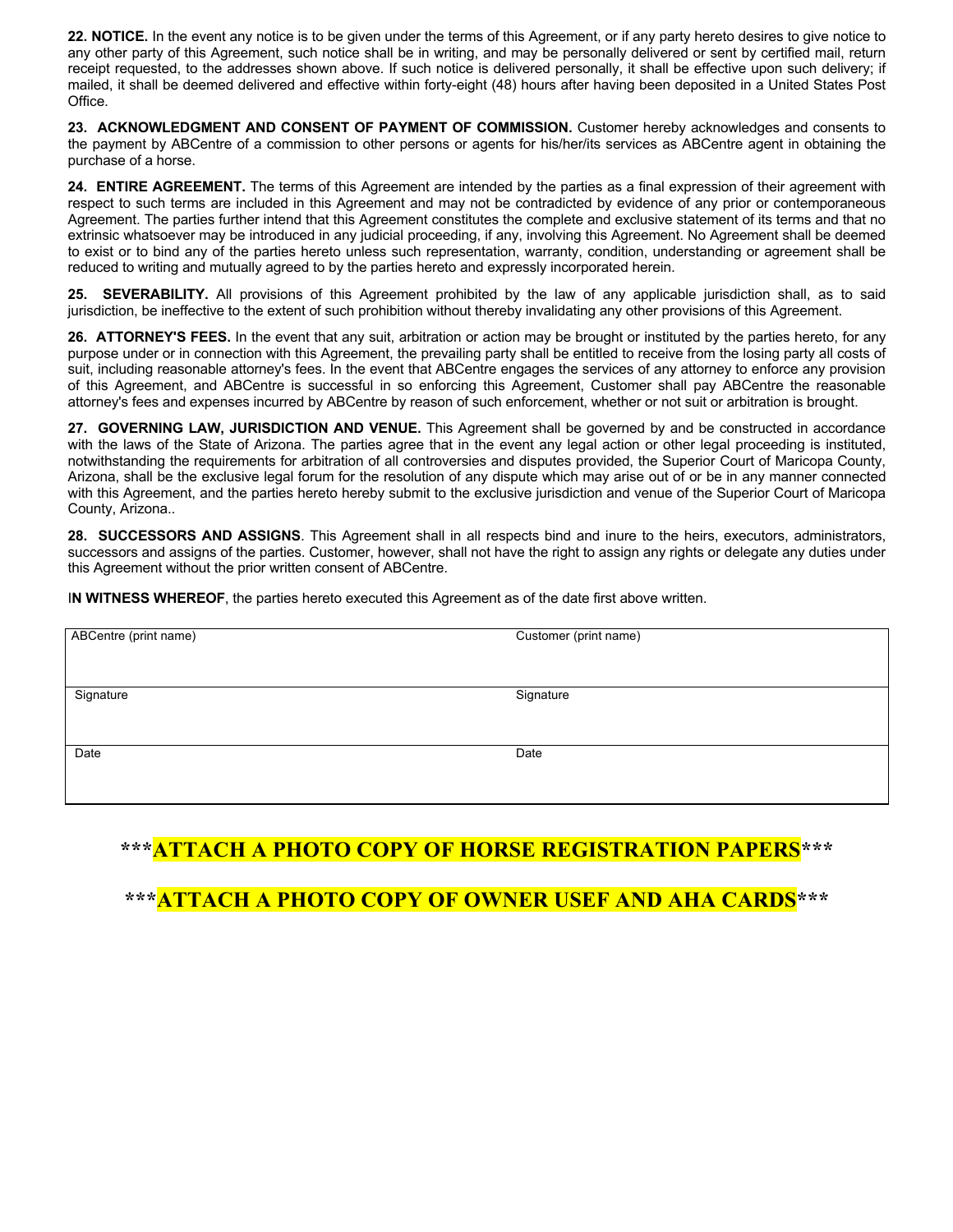**22. NOTICE.** In the event any notice is to be given under the terms of this Agreement, or if any party hereto desires to give notice to any other party of this Agreement, such notice shall be in writing, and may be personally delivered or sent by certified mail, return receipt requested, to the addresses shown above. If such notice is delivered personally, it shall be effective upon such delivery; if mailed, it shall be deemed delivered and effective within forty-eight (48) hours after having been deposited in a United States Post Office.

**23. ACKNOWLEDGMENT AND CONSENT OF PAYMENT OF COMMISSION.** Customer hereby acknowledges and consents to the payment by ABCentre of a commission to other persons or agents for his/her/its services as ABCentre agent in obtaining the purchase of a horse.

**24. ENTIRE AGREEMENT.** The terms of this Agreement are intended by the parties as a final expression of their agreement with respect to such terms are included in this Agreement and may not be contradicted by evidence of any prior or contemporaneous Agreement. The parties further intend that this Agreement constitutes the complete and exclusive statement of its terms and that no extrinsic whatsoever may be introduced in any judicial proceeding, if any, involving this Agreement. No Agreement shall be deemed to exist or to bind any of the parties hereto unless such representation, warranty, condition, understanding or agreement shall be reduced to writing and mutually agreed to by the parties hereto and expressly incorporated herein.

**25. SEVERABILITY.** All provisions of this Agreement prohibited by the law of any applicable jurisdiction shall, as to said jurisdiction, be ineffective to the extent of such prohibition without thereby invalidating any other provisions of this Agreement.

**26. ATTORNEY'S FEES.** In the event that any suit, arbitration or action may be brought or instituted by the parties hereto, for any purpose under or in connection with this Agreement, the prevailing party shall be entitled to receive from the losing party all costs of suit, including reasonable attorney's fees. In the event that ABCentre engages the services of any attorney to enforce any provision of this Agreement, and ABCentre is successful in so enforcing this Agreement, Customer shall pay ABCentre the reasonable attorney's fees and expenses incurred by ABCentre by reason of such enforcement, whether or not suit or arbitration is brought.

**27. GOVERNING LAW, JURISDICTION AND VENUE.** This Agreement shall be governed by and be constructed in accordance with the laws of the State of Arizona. The parties agree that in the event any legal action or other legal proceeding is instituted, notwithstanding the requirements for arbitration of all controversies and disputes provided, the Superior Court of Maricopa County, Arizona, shall be the exclusive legal forum for the resolution of any dispute which may arise out of or be in any manner connected with this Agreement, and the parties hereto hereby submit to the exclusive jurisdiction and venue of the Superior Court of Maricopa County, Arizona..

**28. SUCCESSORS AND ASSIGNS**. This Agreement shall in all respects bind and inure to the heirs, executors, administrators, successors and assigns of the parties. Customer, however, shall not have the right to assign any rights or delegate any duties under this Agreement without the prior written consent of ABCentre.

I**N WITNESS WHEREOF**, the parties hereto executed this Agreement as of the date first above written.

| | |
|---|---|
| ABCentre (print name) | Customer (print name) |
| Signature | Signature |
| Date | Date |

**\*\*\*ATTACH A PHOTO COPY OF HORSE REGISTRATION PAPERS\*\*\***

**\*\*\*ATTACH A PHOTO COPY OF OWNER USEF AND AHA CARDS\*\*\***